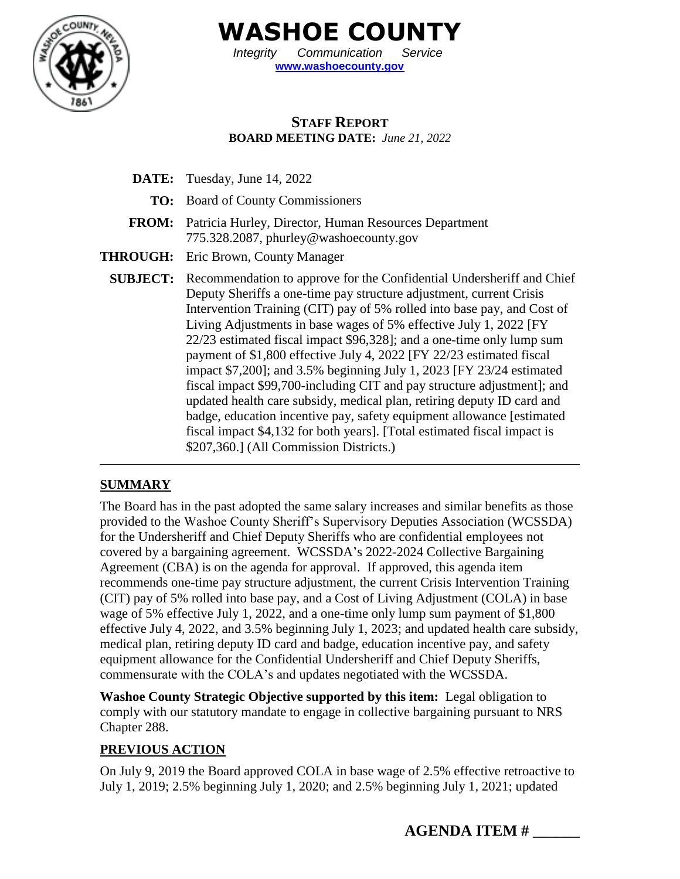# WASHOE COUNTY

*Integrity Communication Service*

**www.washoecounty.gov**

## STAFF REPORT

**BOARD MEETING DATE:** *June 21, 2022*

**DATE:** Tuesday, June 14, 2022

**TO:** Board of County Commissioners

**FROM:** Patricia Hurley, Director, Human Resources Department
775.328.2087, phurley@washoecounty.gov

**THROUGH:** Eric Brown, County Manager

**SUBJECT:** Recommendation to approve for the Confidential Undersheriff and Chief Deputy Sheriffs a one-time pay structure adjustment, current Crisis Intervention Training (CIT) pay of 5% rolled into base pay, and Cost of Living Adjustments in base wages of 5% effective July 1, 2022 [FY 22/23 estimated fiscal impact $96,328]; and a one-time only lump sum payment of $1,800 effective July 4, 2022 [FY 22/23 estimated fiscal impact $7,200]; and 3.5% beginning July 1, 2023 [FY 23/24 estimated fiscal impact $99,700-including CIT and pay structure adjustment]; and updated health care subsidy, medical plan, retiring deputy ID card and badge, education incentive pay, safety equipment allowance [estimated fiscal impact $4,132 for both years]. [Total estimated fiscal impact is $207,360.] (All Commission Districts.)

---

## SUMMARY

The Board has in the past adopted the same salary increases and similar benefits as those provided to the Washoe County Sheriff's Supervisory Deputies Association (WCSSDA) for the Undersheriff and Chief Deputy Sheriffs who are confidential employees not covered by a bargaining agreement. WCSSDA's 2022-2024 Collective Bargaining Agreement (CBA) is on the agenda for approval. If approved, this agenda item recommends one-time pay structure adjustment, the current Crisis Intervention Training (CIT) pay of 5% rolled into base pay, and a Cost of Living Adjustment (COLA) in base wage of 5% effective July 1, 2022, and a one-time only lump sum payment of $1,800 effective July 4, 2022, and 3.5% beginning July 1, 2023; and updated health care subsidy, medical plan, retiring deputy ID card and badge, education incentive pay, and safety equipment allowance for the Confidential Undersheriff and Chief Deputy Sheriffs, commensurate with the COLA's and updates negotiated with the WCSSDA.

**Washoe County Strategic Objective supported by this item:** Legal obligation to comply with our statutory mandate to engage in collective bargaining pursuant to NRS Chapter 288.

## PREVIOUS ACTION

On July 9, 2019 the Board approved COLA in base wage of 2.5% effective retroactive to July 1, 2019; 2.5% beginning July 1, 2020; and 2.5% beginning July 1, 2021; updated

**AGENDA ITEM # ______**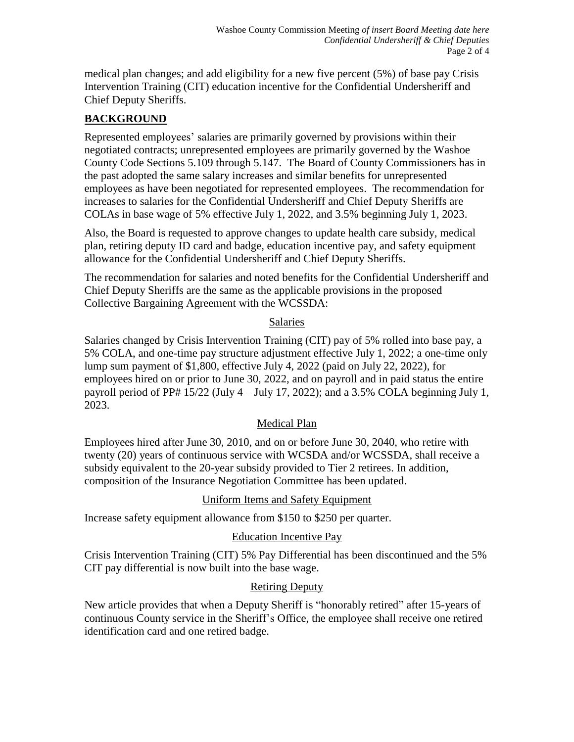medical plan changes; and add eligibility for a new five percent (5%) of base pay Crisis Intervention Training (CIT) education incentive for the Confidential Undersheriff and Chief Deputy Sheriffs.

## BACKGROUND

Represented employees' salaries are primarily governed by provisions within their negotiated contracts; unrepresented employees are primarily governed by the Washoe County Code Sections 5.109 through 5.147. The Board of County Commissioners has in the past adopted the same salary increases and similar benefits for unrepresented employees as have been negotiated for represented employees. The recommendation for increases to salaries for the Confidential Undersheriff and Chief Deputy Sheriffs are COLAs in base wage of 5% effective July 1, 2022, and 3.5% beginning July 1, 2023.

Also, the Board is requested to approve changes to update health care subsidy, medical plan, retiring deputy ID card and badge, education incentive pay, and safety equipment allowance for the Confidential Undersheriff and Chief Deputy Sheriffs.

The recommendation for salaries and noted benefits for the Confidential Undersheriff and Chief Deputy Sheriffs are the same as the applicable provisions in the proposed Collective Bargaining Agreement with the WCSSDA:

### Salaries

Salaries changed by Crisis Intervention Training (CIT) pay of 5% rolled into base pay, a 5% COLA, and one-time pay structure adjustment effective July 1, 2022; a one-time only lump sum payment of $1,800, effective July 4, 2022 (paid on July 22, 2022), for employees hired on or prior to June 30, 2022, and on payroll and in paid status the entire payroll period of PP# 15/22 (July 4 – July 17, 2022); and a 3.5% COLA beginning July 1, 2023.

### Medical Plan

Employees hired after June 30, 2010, and on or before June 30, 2040, who retire with twenty (20) years of continuous service with WCSDA and/or WCSSDA, shall receive a subsidy equivalent to the 20-year subsidy provided to Tier 2 retirees. In addition, composition of the Insurance Negotiation Committee has been updated.

### Uniform Items and Safety Equipment

Increase safety equipment allowance from $150 to $250 per quarter.

### Education Incentive Pay

Crisis Intervention Training (CIT) 5% Pay Differential has been discontinued and the 5% CIT pay differential is now built into the base wage.

### Retiring Deputy

New article provides that when a Deputy Sheriff is "honorably retired" after 15-years of continuous County service in the Sheriff's Office, the employee shall receive one retired identification card and one retired badge.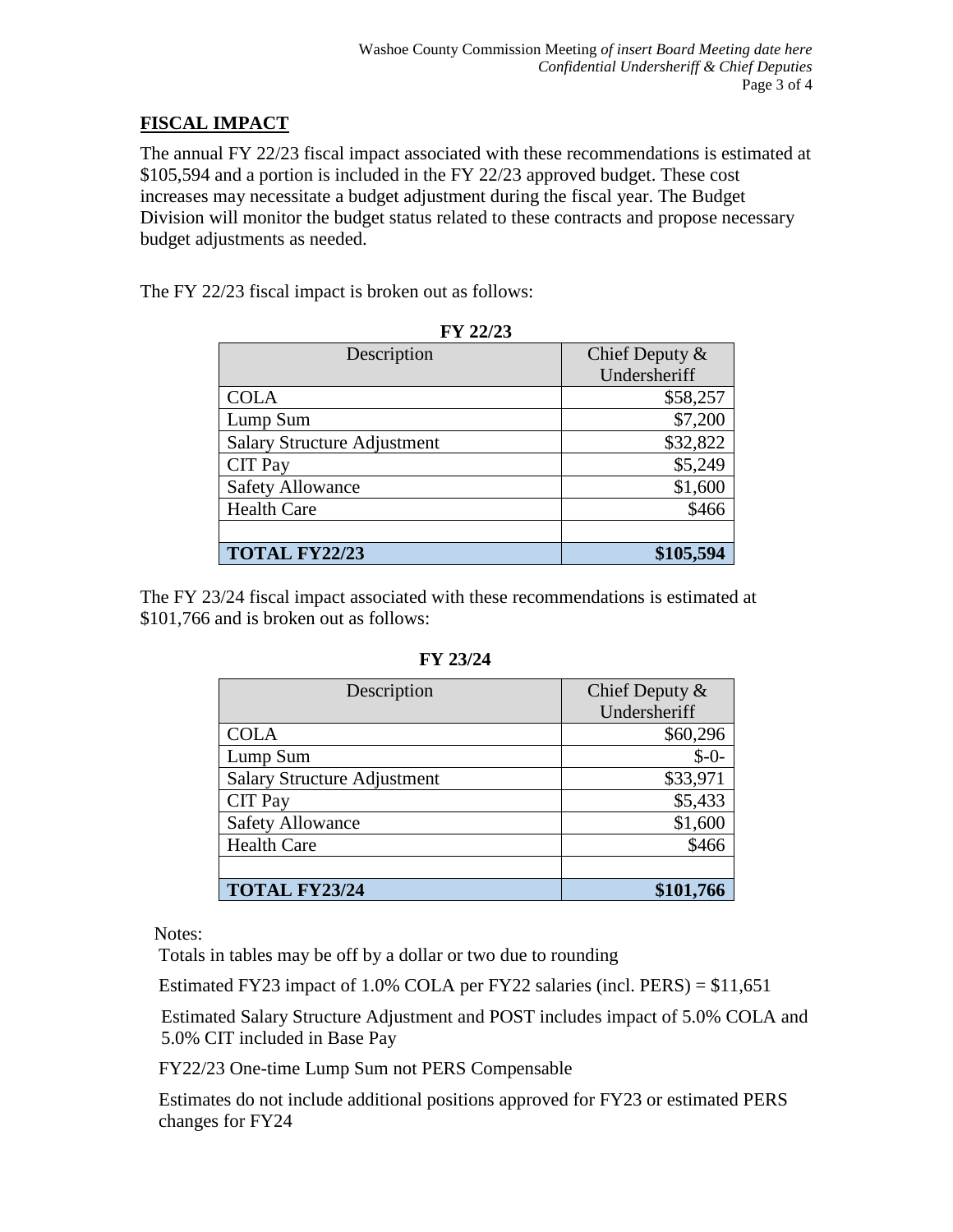## FISCAL IMPACT

The annual FY 22/23 fiscal impact associated with these recommendations is estimated at $105,594 and a portion is included in the FY 22/23 approved budget. These cost increases may necessitate a budget adjustment during the fiscal year. The Budget Division will monitor the budget status related to these contracts and propose necessary budget adjustments as needed.

The FY 22/23 fiscal impact is broken out as follows:

**FY 22/23**

| Description | Chief Deputy & Undersheriff |
|---|---:|
| COLA | $58,257 |
| Lump Sum | $7,200 |
| Salary Structure Adjustment | $32,822 |
| CIT Pay | $5,249 |
| Safety Allowance | $1,600 |
| Health Care | $466 |
| | |
| **TOTAL FY22/23** | **$105,594** |

The FY 23/24 fiscal impact associated with these recommendations is estimated at $101,766 and is broken out as follows:

**FY 23/24**

| Description | Chief Deputy & Undersheriff |
|---|---:|
| COLA | $60,296 |
| Lump Sum | $-0- |
| Salary Structure Adjustment | $33,971 |
| CIT Pay | $5,433 |
| Safety Allowance | $1,600 |
| Health Care | $466 |
| | |
| **TOTAL FY23/24** | **$101,766** |

Notes:

Totals in tables may be off by a dollar or two due to rounding

Estimated FY23 impact of 1.0% COLA per FY22 salaries (incl. PERS) = $11,651

Estimated Salary Structure Adjustment and POST includes impact of 5.0% COLA and 5.0% CIT included in Base Pay

FY22/23 One-time Lump Sum not PERS Compensable

Estimates do not include additional positions approved for FY23 or estimated PERS changes for FY24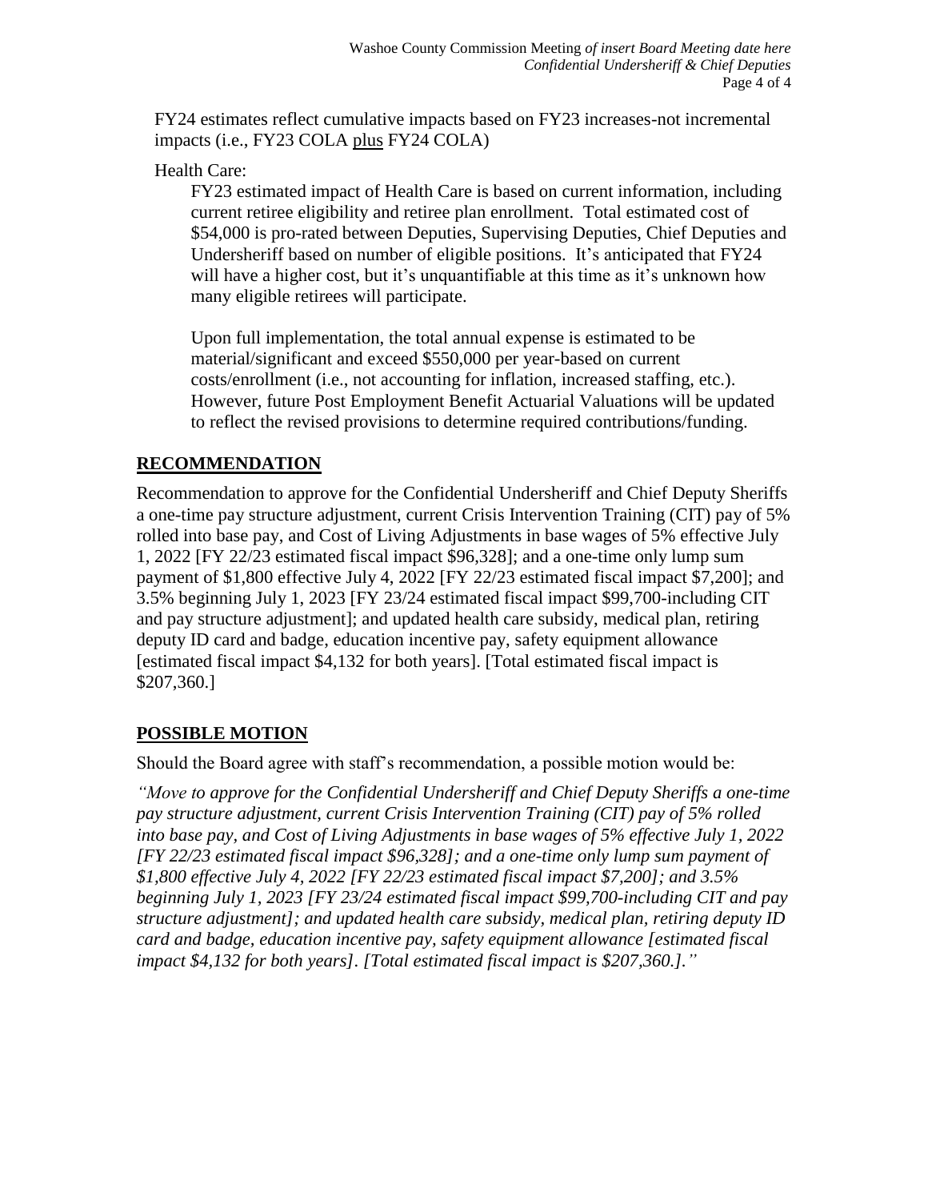FY24 estimates reflect cumulative impacts based on FY23 increases-not incremental impacts (i.e., FY23 COLA plus FY24 COLA)

Health Care:

FY23 estimated impact of Health Care is based on current information, including current retiree eligibility and retiree plan enrollment. Total estimated cost of $54,000 is pro-rated between Deputies, Supervising Deputies, Chief Deputies and Undersheriff based on number of eligible positions. It's anticipated that FY24 will have a higher cost, but it's unquantifiable at this time as it's unknown how many eligible retirees will participate.

Upon full implementation, the total annual expense is estimated to be material/significant and exceed $550,000 per year-based on current costs/enrollment (i.e., not accounting for inflation, increased staffing, etc.). However, future Post Employment Benefit Actuarial Valuations will be updated to reflect the revised provisions to determine required contributions/funding.

## RECOMMENDATION

Recommendation to approve for the Confidential Undersheriff and Chief Deputy Sheriffs a one-time pay structure adjustment, current Crisis Intervention Training (CIT) pay of 5% rolled into base pay, and Cost of Living Adjustments in base wages of 5% effective July 1, 2022 [FY 22/23 estimated fiscal impact $96,328]; and a one-time only lump sum payment of $1,800 effective July 4, 2022 [FY 22/23 estimated fiscal impact $7,200]; and 3.5% beginning July 1, 2023 [FY 23/24 estimated fiscal impact $99,700-including CIT and pay structure adjustment]; and updated health care subsidy, medical plan, retiring deputy ID card and badge, education incentive pay, safety equipment allowance [estimated fiscal impact $4,132 for both years]. [Total estimated fiscal impact is $207,360.]

## POSSIBLE MOTION

Should the Board agree with staff's recommendation, a possible motion would be:

*"Move to approve for the Confidential Undersheriff and Chief Deputy Sheriffs a one-time pay structure adjustment, current Crisis Intervention Training (CIT) pay of 5% rolled into base pay, and Cost of Living Adjustments in base wages of 5% effective July 1, 2022 [FY 22/23 estimated fiscal impact $96,328]; and a one-time only lump sum payment of $1,800 effective July 4, 2022 [FY 22/23 estimated fiscal impact $7,200]; and 3.5% beginning July 1, 2023 [FY 23/24 estimated fiscal impact $99,700-including CIT and pay structure adjustment]; and updated health care subsidy, medical plan, retiring deputy ID card and badge, education incentive pay, safety equipment allowance [estimated fiscal impact $4,132 for both years]. [Total estimated fiscal impact is $207,360.]."*